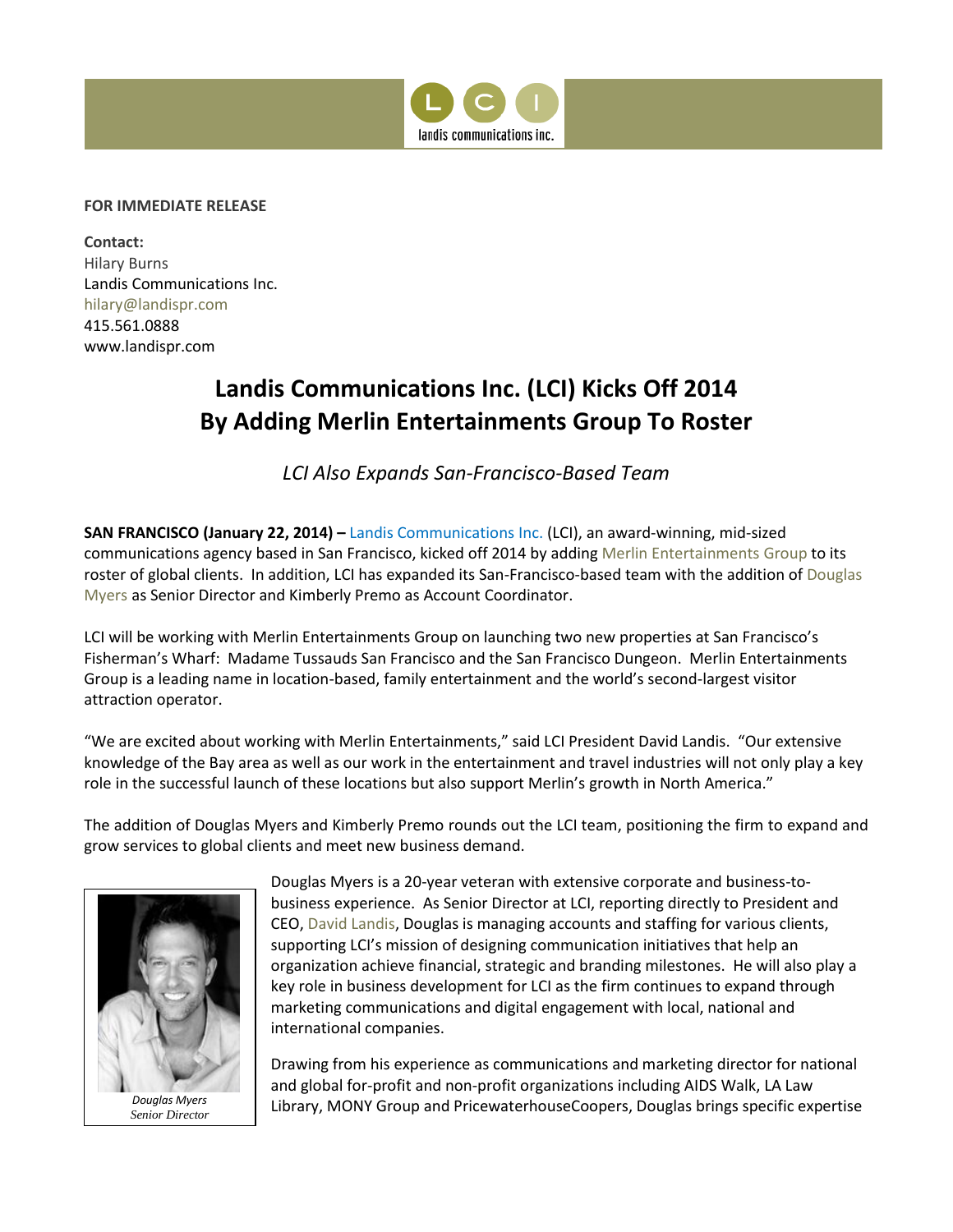landis communications inc.

**FOR IMMEDIATE RELEASE**

**Contact:**
Hilary Burns
Landis Communications Inc.
hilary@landispr.com
415.561.0888
www.landispr.com

# Landis Communications Inc. (LCI) Kicks Off 2014 By Adding Merlin Entertainments Group To Roster

*LCI Also Expands San-Francisco-Based Team*

**SAN FRANCISCO (January 22, 2014) –** Landis Communications Inc. (LCI), an award-winning, mid-sized communications agency based in San Francisco, kicked off 2014 by adding Merlin Entertainments Group to its roster of global clients. In addition, LCI has expanded its San-Francisco-based team with the addition of Douglas Myers as Senior Director and Kimberly Premo as Account Coordinator.

LCI will be working with Merlin Entertainments Group on launching two new properties at San Francisco's Fisherman's Wharf: Madame Tussauds San Francisco and the San Francisco Dungeon. Merlin Entertainments Group is a leading name in location-based, family entertainment and the world's second-largest visitor attraction operator.

"We are excited about working with Merlin Entertainments," said LCI President David Landis. "Our extensive knowledge of the Bay area as well as our work in the entertainment and travel industries will not only play a key role in the successful launch of these locations but also support Merlin's growth in North America."

The addition of Douglas Myers and Kimberly Premo rounds out the LCI team, positioning the firm to expand and grow services to global clients and meet new business demand.

*Douglas Myers*
*Senior Director*

Douglas Myers is a 20-year veteran with extensive corporate and business-to-business experience. As Senior Director at LCI, reporting directly to President and CEO, David Landis, Douglas is managing accounts and staffing for various clients, supporting LCI's mission of designing communication initiatives that help an organization achieve financial, strategic and branding milestones. He will also play a key role in business development for LCI as the firm continues to expand through marketing communications and digital engagement with local, national and international companies.

Drawing from his experience as communications and marketing director for national and global for-profit and non-profit organizations including AIDS Walk, LA Law Library, MONY Group and PricewaterhouseCoopers, Douglas brings specific expertise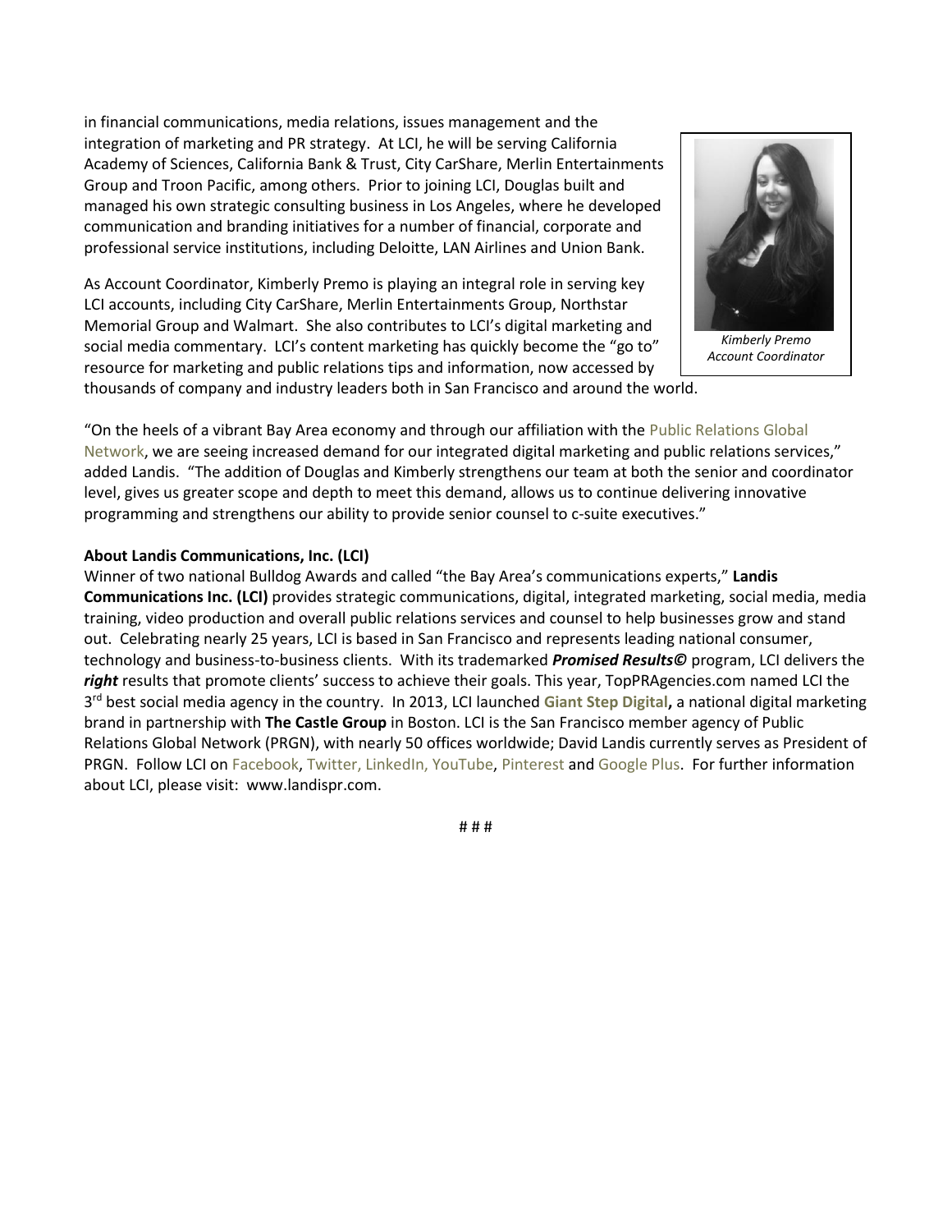in financial communications, media relations, issues management and the integration of marketing and PR strategy. At LCI, he will be serving California Academy of Sciences, California Bank & Trust, City CarShare, Merlin Entertainments Group and Troon Pacific, among others. Prior to joining LCI, Douglas built and managed his own strategic consulting business in Los Angeles, where he developed communication and branding initiatives for a number of financial, corporate and professional service institutions, including Deloitte, LAN Airlines and Union Bank.

As Account Coordinator, Kimberly Premo is playing an integral role in serving key LCI accounts, including City CarShare, Merlin Entertainments Group, Northstar Memorial Group and Walmart. She also contributes to LCI's digital marketing and social media commentary. LCI's content marketing has quickly become the "go to" resource for marketing and public relations tips and information, now accessed by thousands of company and industry leaders both in San Francisco and around the world.

*Kimberly Premo*
*Account Coordinator*

"On the heels of a vibrant Bay Area economy and through our affiliation with the Public Relations Global Network, we are seeing increased demand for our integrated digital marketing and public relations services," added Landis. "The addition of Douglas and Kimberly strengthens our team at both the senior and coordinator level, gives us greater scope and depth to meet this demand, allows us to continue delivering innovative programming and strengthens our ability to provide senior counsel to c-suite executives."

**About Landis Communications, Inc. (LCI)**

Winner of two national Bulldog Awards and called "the Bay Area's communications experts," **Landis Communications Inc. (LCI)** provides strategic communications, digital, integrated marketing, social media, media training, video production and overall public relations services and counsel to help businesses grow and stand out. Celebrating nearly 25 years, LCI is based in San Francisco and represents leading national consumer, technology and business-to-business clients. With its trademarked ***Promised Results©*** program, LCI delivers the ***right*** results that promote clients' success to achieve their goals. This year, TopPRAgencies.com named LCI the 3rd best social media agency in the country. In 2013, LCI launched **Giant Step Digital,** a national digital marketing brand in partnership with **The Castle Group** in Boston. LCI is the San Francisco member agency of Public Relations Global Network (PRGN), with nearly 50 offices worldwide; David Landis currently serves as President of PRGN. Follow LCI on Facebook, Twitter, LinkedIn, YouTube, Pinterest and Google Plus. For further information about LCI, please visit: www.landispr.com.

# # #